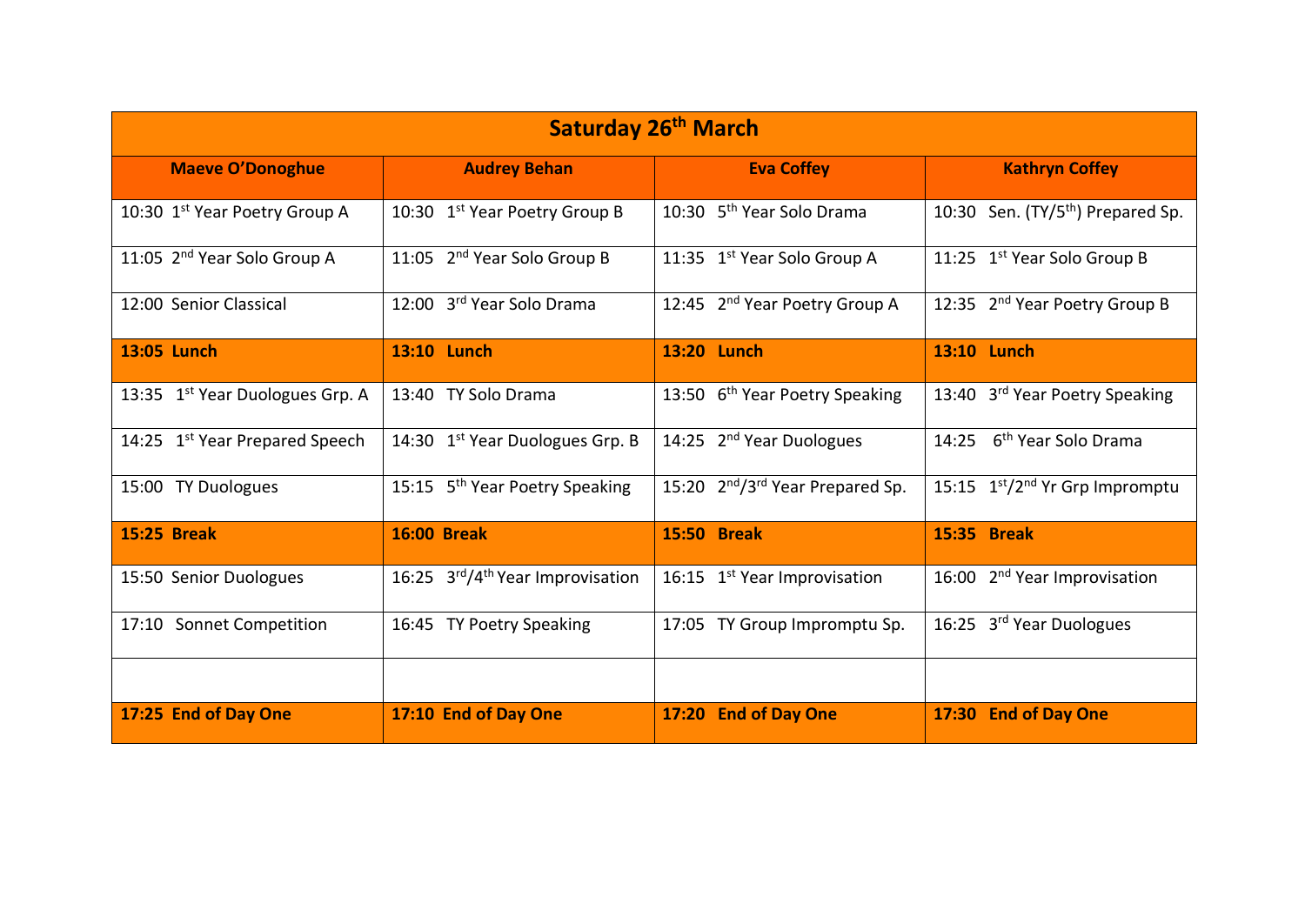| Saturday 26th March | | | |
|---|---|---|---|
| **Maeve O'Donoghue** | **Audrey Behan** | **Eva Coffey** | **Kathryn Coffey** |
| 10:30 1st Year Poetry Group A | 10:30 1st Year Poetry Group B | 10:30 5th Year Solo Drama | 10:30 Sen. (TY/5th) Prepared Sp. |
| 11:05 2nd Year Solo Group A | 11:05 2nd Year Solo Group B | 11:35 1st Year Solo Group A | 11:25 1st Year Solo Group B |
| 12:00 Senior Classical | 12:00 3rd Year Solo Drama | 12:45 2nd Year Poetry Group A | 12:35 2nd Year Poetry Group B |
| **13:05 Lunch** | **13:10 Lunch** | **13:20 Lunch** | **13:10 Lunch** |
| 13:35 1st Year Duologues Grp. A | 13:40 TY Solo Drama | 13:50 6th Year Poetry Speaking | 13:40 3rd Year Poetry Speaking |
| 14:25 1st Year Prepared Speech | 14:30 1st Year Duologues Grp. B | 14:25 2nd Year Duologues | 14:25 6th Year Solo Drama |
| 15:00 TY Duologues | 15:15 5th Year Poetry Speaking | 15:20 2nd/3rd Year Prepared Sp. | 15:15 1st/2nd Yr Grp Impromptu |
| **15:25 Break** | **16:00 Break** | **15:50 Break** | **15:35 Break** |
| 15:50 Senior Duologues | 16:25 3rd/4th Year Improvisation | 16:15 1st Year Improvisation | 16:00 2nd Year Improvisation |
| 17:10 Sonnet Competition | 16:45 TY Poetry Speaking | 17:05 TY Group Impromptu Sp. | 16:25 3rd Year Duologues |
| | | | |
| **17:25 End of Day One** | **17:10 End of Day One** | **17:20 End of Day One** | **17:30 End of Day One** |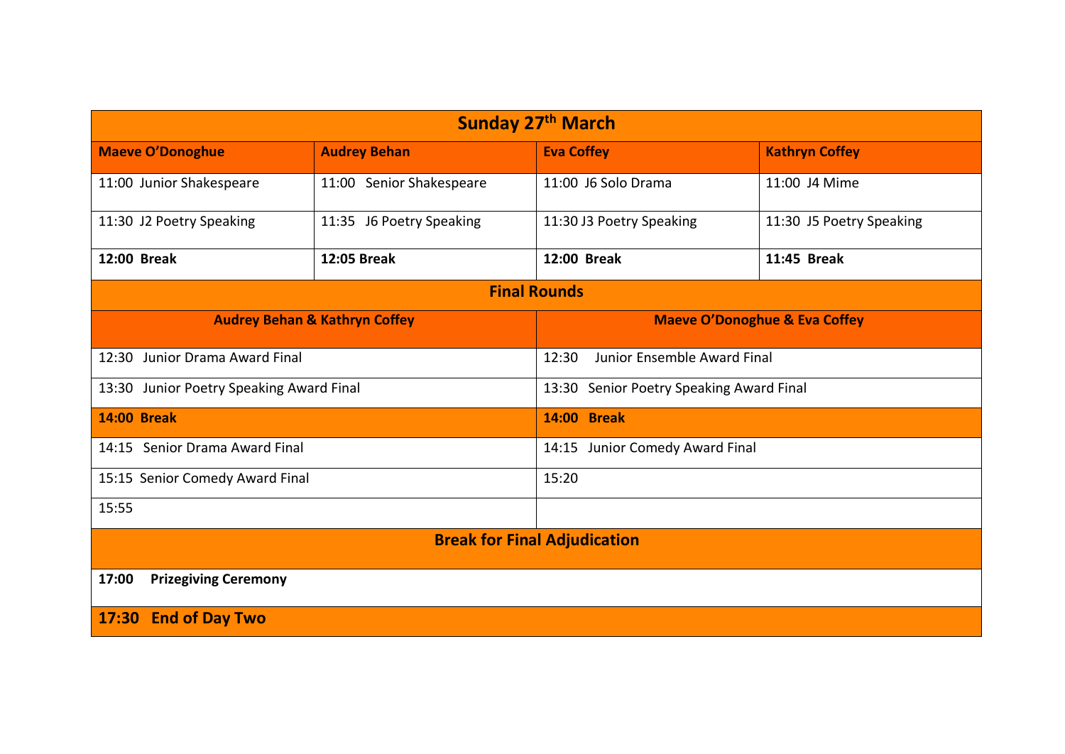| Sunday 27th March | | | |
|---|---|---|---|
| **Maeve O'Donoghue** | **Audrey Behan** | **Eva Coffey** | **Kathryn Coffey** |
| 11:00 Junior Shakespeare | 11:00 Senior Shakespeare | 11:00 J6 Solo Drama | 11:00 J4 Mime |
| 11:30 J2 Poetry Speaking | 11:35 J6 Poetry Speaking | 11:30 J3 Poetry Speaking | 11:30 J5 Poetry Speaking |
| **12:00 Break** | **12:05 Break** | **12:00 Break** | **11:45 Break** |

| Final Rounds | |
|---|---|
| **Audrey Behan & Kathryn Coffey** | **Maeve O'Donoghue & Eva Coffey** |
| 12:30 Junior Drama Award Final | 12:30 Junior Ensemble Award Final |
| 13:30 Junior Poetry Speaking Award Final | 13:30 Senior Poetry Speaking Award Final |
| **14:00 Break** | **14:00 Break** |
| 14:15 Senior Drama Award Final | 14:15 Junior Comedy Award Final |
| 15:15 Senior Comedy Award Final | 15:20 |
| 15:55 | |

**Break for Final Adjudication**

**17:00 Prizegiving Ceremony**

**17:30 End of Day Two**